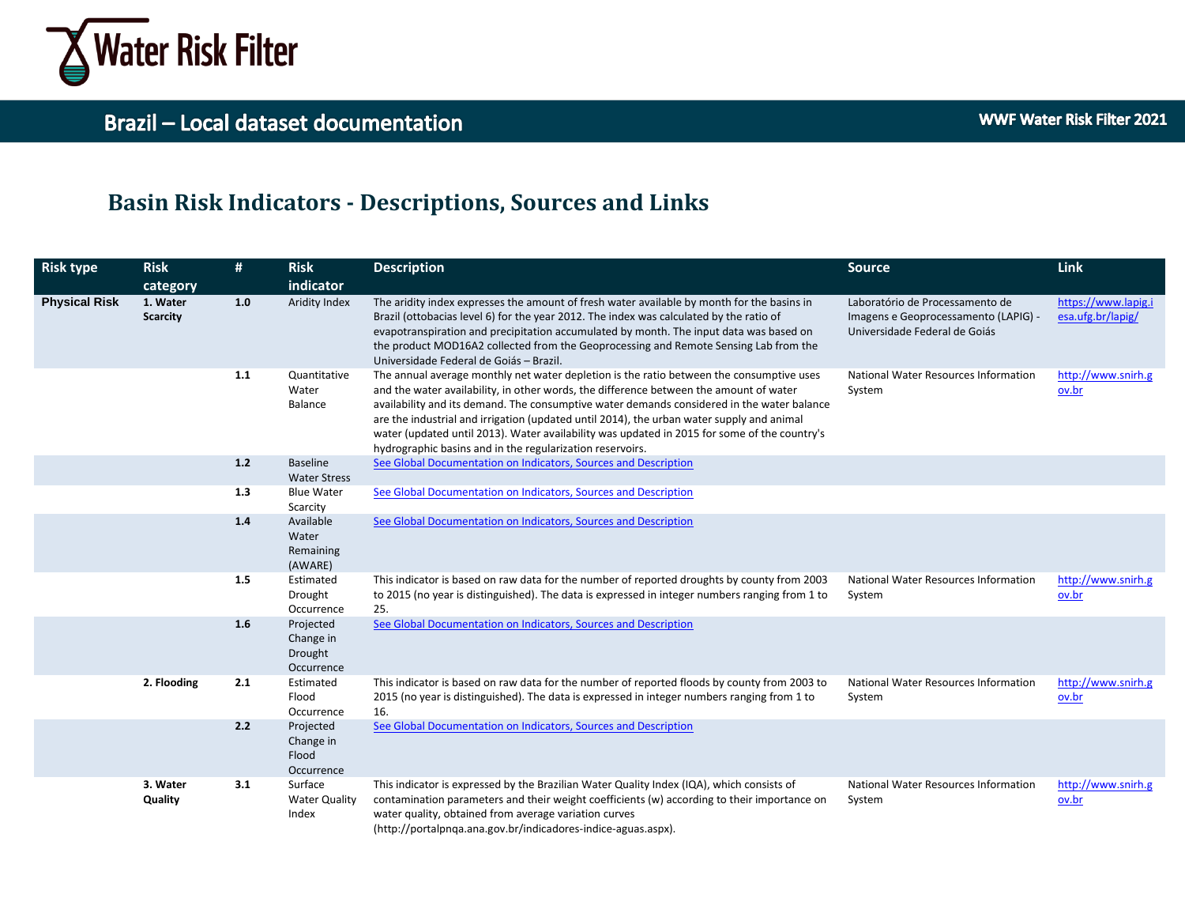# Water Risk Filter

## Brazil – Local dataset documentation

WWF Water Risk Filter 2021

## Basin Risk Indicators - Descriptions, Sources and Links

| Risk type | Risk category | # | Risk indicator | Description | Source | Link |
|---|---|---|---|---|---|---|
| **Physical Risk** | **1. Water Scarcity** | **1.0** | Aridity Index | The aridity index expresses the amount of fresh water available by month for the basins in Brazil (ottobacias level 6) for the year 2012. The index was calculated by the ratio of evapotranspiration and precipitation accumulated by month. The input data was based on the product MOD16A2 collected from the Geoprocessing and Remote Sensing Lab from the Universidade Federal de Goiás – Brazil. | Laboratório de Processamento de Imagens e Geoprocessamento (LAPIG) - Universidade Federal de Goiás | https://www.lapig.iesa.ufg.br/lapig/ |
| | | **1.1** | Quantitative Water Balance | The annual average monthly net water depletion is the ratio between the consumptive uses and the water availability, in other words, the difference between the amount of water availability and its demand. The consumptive water demands considered in the water balance are the industrial and irrigation (updated until 2014), the urban water supply and animal water (updated until 2013). Water availability was updated in 2015 for some of the country's hydrographic basins and in the regularization reservoirs. | National Water Resources Information System | http://www.snirh.gov.br |
| | | **1.2** | Baseline Water Stress | See Global Documentation on Indicators, Sources and Description | | |
| | | **1.3** | Blue Water Scarcity | See Global Documentation on Indicators, Sources and Description | | |
| | | **1.4** | Available Water Remaining (AWARE) | See Global Documentation on Indicators, Sources and Description | | |
| | | **1.5** | Estimated Drought Occurrence | This indicator is based on raw data for the number of reported droughts by county from 2003 to 2015 (no year is distinguished). The data is expressed in integer numbers ranging from 1 to 25. | National Water Resources Information System | http://www.snirh.gov.br |
| | | **1.6** | Projected Change in Drought Occurrence | See Global Documentation on Indicators, Sources and Description | | |
| | **2. Flooding** | **2.1** | Estimated Flood Occurrence | This indicator is based on raw data for the number of reported floods by county from 2003 to 2015 (no year is distinguished). The data is expressed in integer numbers ranging from 1 to 16. | National Water Resources Information System | http://www.snirh.gov.br |
| | | **2.2** | Projected Change in Flood Occurrence | See Global Documentation on Indicators, Sources and Description | | |
| | **3. Water Quality** | **3.1** | Surface Water Quality Index | This indicator is expressed by the Brazilian Water Quality Index (IQA), which consists of contamination parameters and their weight coefficients (w) according to their importance on water quality, obtained from average variation curves (http://portalpnqa.ana.gov.br/indicadores-indice-aguas.aspx). | National Water Resources Information System | http://www.snirh.gov.br |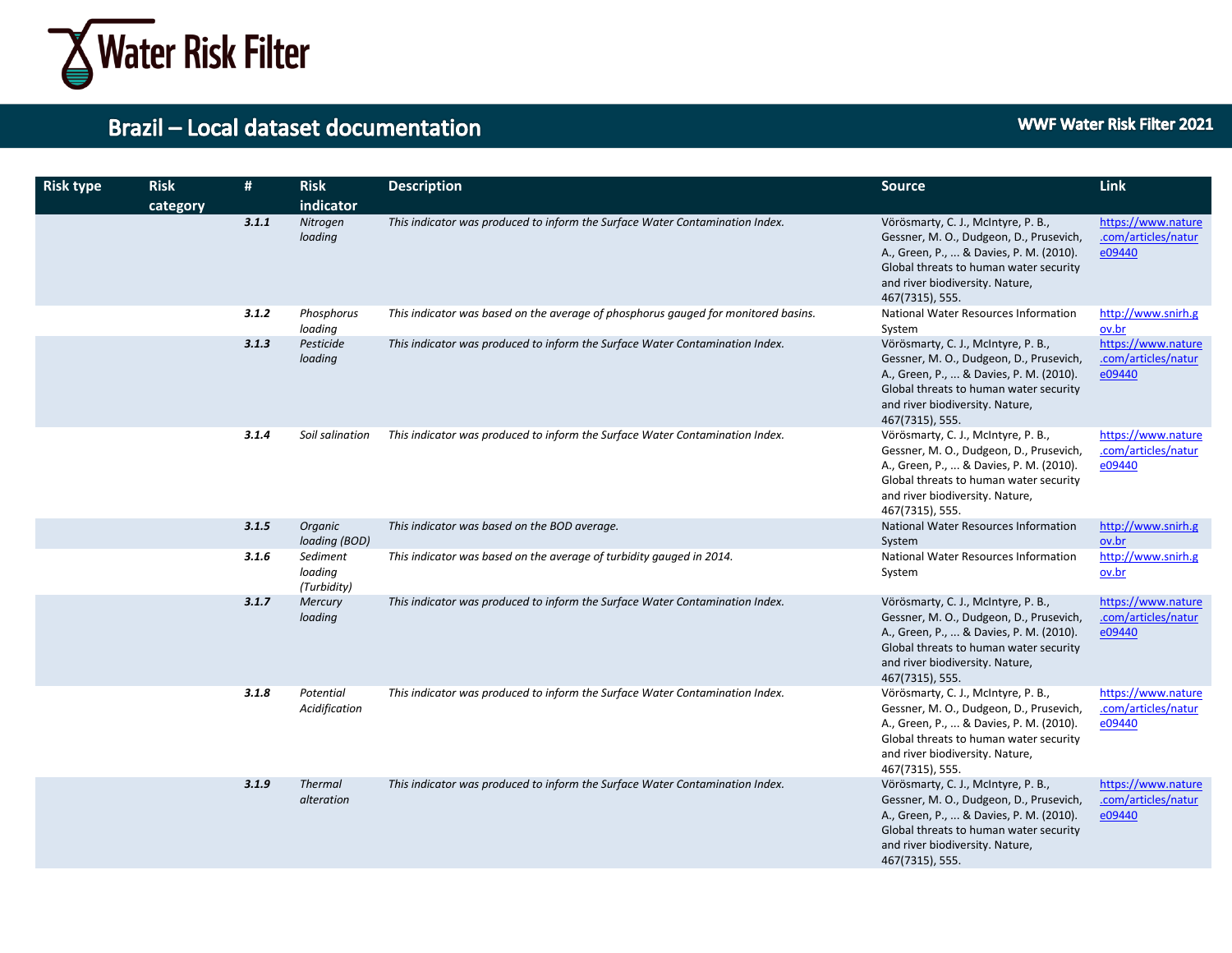# Brazil – Local dataset documentation

WWF Water Risk Filter 2021

| Risk type | Risk category | # | Risk indicator | Description | Source | Link |
|---|---|---|---|---|---|---|
| | | ***3.1.1*** | *Nitrogen loading* | *This indicator was produced to inform the Surface Water Contamination Index.* | Vörösmarty, C. J., McIntyre, P. B., Gessner, M. O., Dudgeon, D., Prusevich, A., Green, P., ... & Davies, P. M. (2010). Global threats to human water security and river biodiversity. Nature, 467(7315), 555. | https://www.nature.com/articles/nature09440 |
| | | ***3.1.2*** | *Phosphorus loading* | *This indicator was based on the average of phosphorus gauged for monitored basins.* | National Water Resources Information System | http://www.snirh.gov.br |
| | | ***3.1.3*** | *Pesticide loading* | *This indicator was produced to inform the Surface Water Contamination Index.* | Vörösmarty, C. J., McIntyre, P. B., Gessner, M. O., Dudgeon, D., Prusevich, A., Green, P., ... & Davies, P. M. (2010). Global threats to human water security and river biodiversity. Nature, 467(7315), 555. | https://www.nature.com/articles/nature09440 |
| | | ***3.1.4*** | *Soil salination* | *This indicator was produced to inform the Surface Water Contamination Index.* | Vörösmarty, C. J., McIntyre, P. B., Gessner, M. O., Dudgeon, D., Prusevich, A., Green, P., ... & Davies, P. M. (2010). Global threats to human water security and river biodiversity. Nature, 467(7315), 555. | https://www.nature.com/articles/nature09440 |
| | | ***3.1.5*** | *Organic loading (BOD)* | *This indicator was based on the BOD average.* | National Water Resources Information System | http://www.snirh.gov.br |
| | | ***3.1.6*** | *Sediment loading (Turbidity)* | *This indicator was based on the average of turbidity gauged in 2014.* | National Water Resources Information System | http://www.snirh.gov.br |
| | | ***3.1.7*** | *Mercury loading* | *This indicator was produced to inform the Surface Water Contamination Index.* | Vörösmarty, C. J., McIntyre, P. B., Gessner, M. O., Dudgeon, D., Prusevich, A., Green, P., ... & Davies, P. M. (2010). Global threats to human water security and river biodiversity. Nature, 467(7315), 555. | https://www.nature.com/articles/nature09440 |
| | | ***3.1.8*** | *Potential Acidification* | *This indicator was produced to inform the Surface Water Contamination Index.* | Vörösmarty, C. J., McIntyre, P. B., Gessner, M. O., Dudgeon, D., Prusevich, A., Green, P., ... & Davies, P. M. (2010). Global threats to human water security and river biodiversity. Nature, 467(7315), 555. | https://www.nature.com/articles/nature09440 |
| | | ***3.1.9*** | *Thermal alteration* | *This indicator was produced to inform the Surface Water Contamination Index.* | Vörösmarty, C. J., McIntyre, P. B., Gessner, M. O., Dudgeon, D., Prusevich, A., Green, P., ... & Davies, P. M. (2010). Global threats to human water security and river biodiversity. Nature, 467(7315), 555. | https://www.nature.com/articles/nature09440 |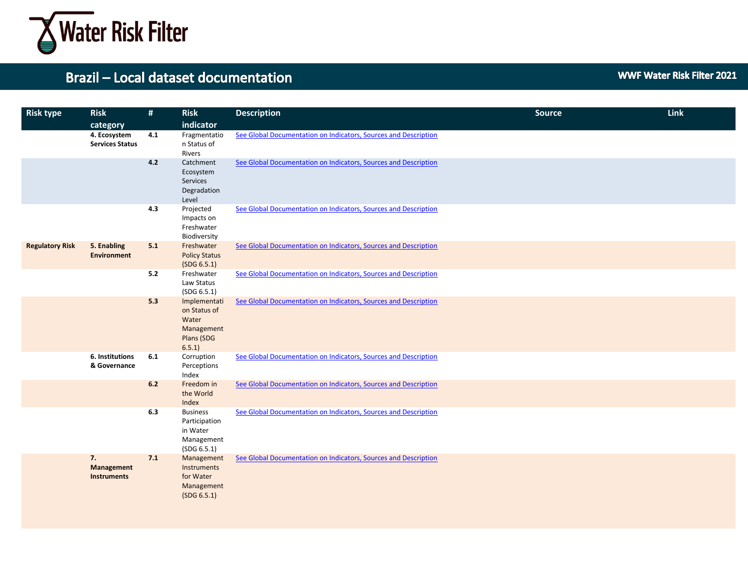# Brazil – Local dataset documentation

WWF Water Risk Filter 2021

| Risk type | Risk category | # | Risk indicator | Description | Source | Link |
|---|---|---|---|---|---|---|
| | 4. Ecosystem Services Status | 4.1 | Fragmentation Status of Rivers | See Global Documentation on Indicators, Sources and Description | | |
| | | 4.2 | Catchment Ecosystem Services Degradation Level | See Global Documentation on Indicators, Sources and Description | | |
| | | 4.3 | Projected Impacts on Freshwater Biodiversity | See Global Documentation on Indicators, Sources and Description | | |
| Regulatory Risk | 5. Enabling Environment | 5.1 | Freshwater Policy Status (SDG 6.5.1) | See Global Documentation on Indicators, Sources and Description | | |
| | | 5.2 | Freshwater Law Status (SDG 6.5.1) | See Global Documentation on Indicators, Sources and Description | | |
| | | 5.3 | Implementation Status of Water Management Plans (SDG 6.5.1) | See Global Documentation on Indicators, Sources and Description | | |
| | 6. Institutions & Governance | 6.1 | Corruption Perceptions Index | See Global Documentation on Indicators, Sources and Description | | |
| | | 6.2 | Freedom in the World Index | See Global Documentation on Indicators, Sources and Description | | |
| | | 6.3 | Business Participation in Water Management (SDG 6.5.1) | See Global Documentation on Indicators, Sources and Description | | |
| | 7. Management Instruments | 7.1 | Management Instruments for Water Management (SDG 6.5.1) | See Global Documentation on Indicators, Sources and Description | | |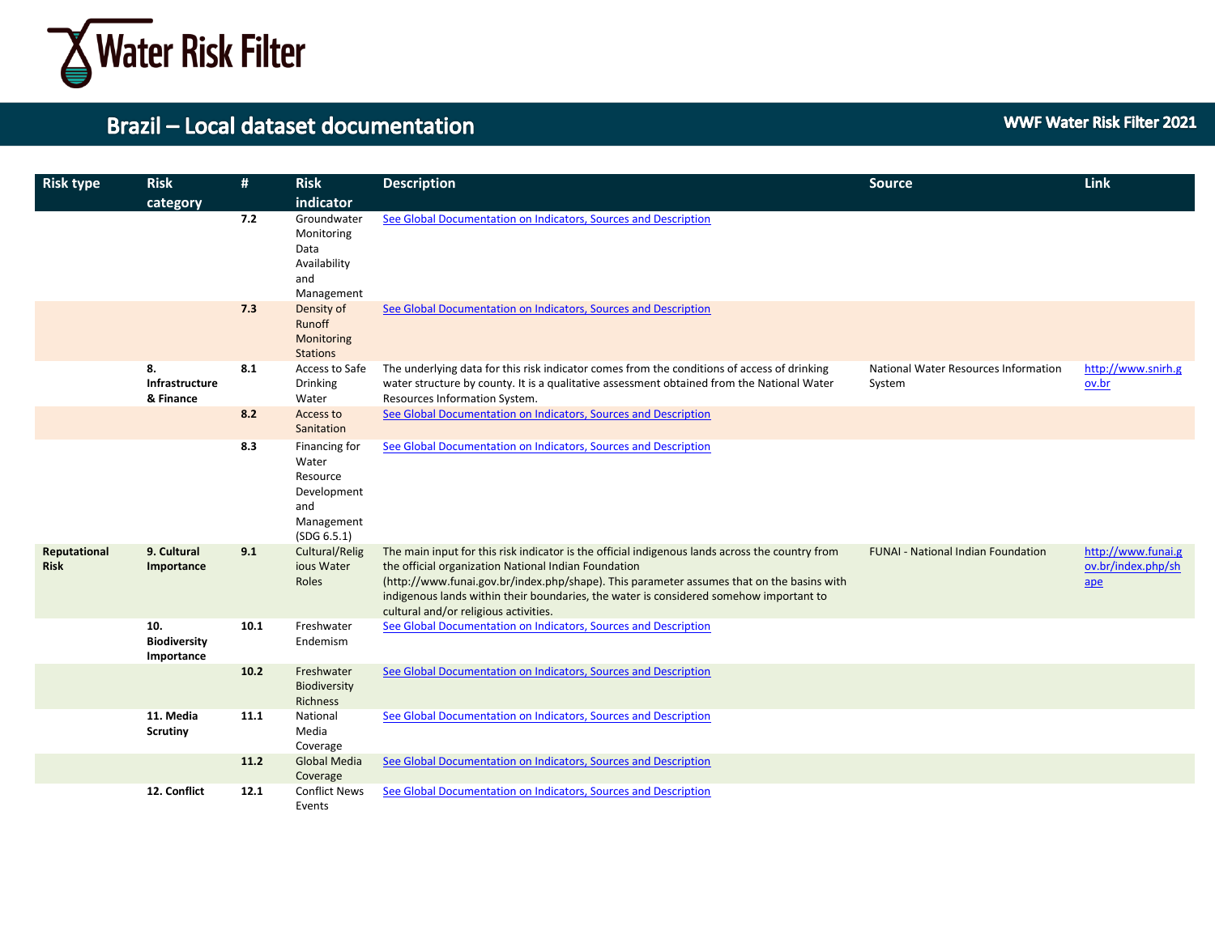# Brazil – Local dataset documentation

**WWF Water Risk Filter 2021**

| Risk type | Risk category | # | Risk indicator | Description | Source | Link |
|---|---|---|---|---|---|---|
| | | **7.2** | Groundwater Monitoring Data Availability and Management | [See Global Documentation on Indicators, Sources and Description]() | | |
| | | **7.3** | Density of Runoff Monitoring Stations | [See Global Documentation on Indicators, Sources and Description]() | | |
| | **8. Infrastructure & Finance** | **8.1** | Access to Safe Drinking Water | The underlying data for this risk indicator comes from the conditions of access of drinking water structure by county. It is a qualitative assessment obtained from the National Water Resources Information System. | National Water Resources Information System | [http://www.snirh.gov.br](http://www.snirh.gov.br) |
| | | **8.2** | Access to Sanitation | [See Global Documentation on Indicators, Sources and Description]() | | |
| | | **8.3** | Financing for Water Resource Development and Management (SDG 6.5.1) | [See Global Documentation on Indicators, Sources and Description]() | | |
| **Reputational Risk** | **9. Cultural Importance** | **9.1** | Cultural/Religious Water Roles | The main input for this risk indicator is the official indigenous lands across the country from the official organization National Indian Foundation (http://www.funai.gov.br/index.php/shape). This parameter assumes that on the basins with indigenous lands within their boundaries, the water is considered somehow important to cultural and/or religious activities. | FUNAI - National Indian Foundation | [http://www.funai.gov.br/index.php/shape](http://www.funai.gov.br/index.php/shape) |
| | **10. Biodiversity Importance** | **10.1** | Freshwater Endemism | [See Global Documentation on Indicators, Sources and Description]() | | |
| | | **10.2** | Freshwater Biodiversity Richness | [See Global Documentation on Indicators, Sources and Description]() | | |
| | **11. Media Scrutiny** | **11.1** | National Media Coverage | [See Global Documentation on Indicators, Sources and Description]() | | |
| | | **11.2** | Global Media Coverage | [See Global Documentation on Indicators, Sources and Description]() | | |
| | **12. Conflict** | **12.1** | Conflict News Events | [See Global Documentation on Indicators, Sources and Description]() | | |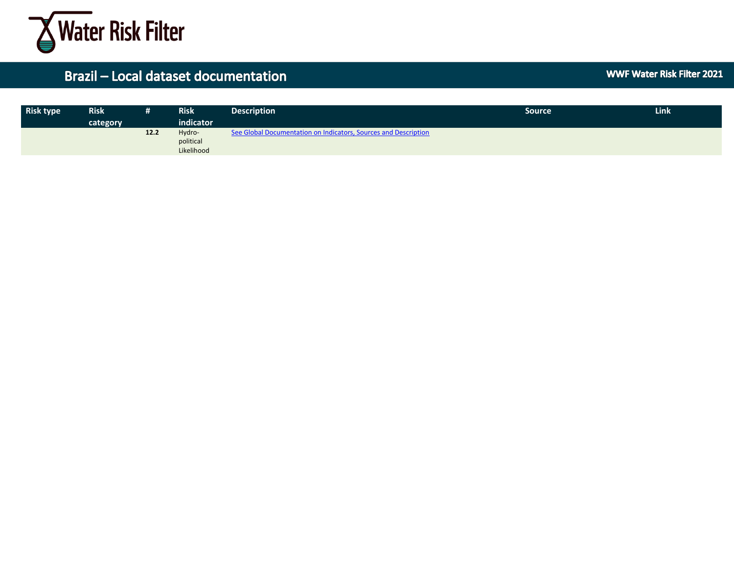| Risk type | Risk category | # | Risk indicator | Description | Source | Link |
|---|---|---|---|---|---|---|
| | | **12.2** | Hydro-political Likelihood | See Global Documentation on Indicators, Sources and Description | | |